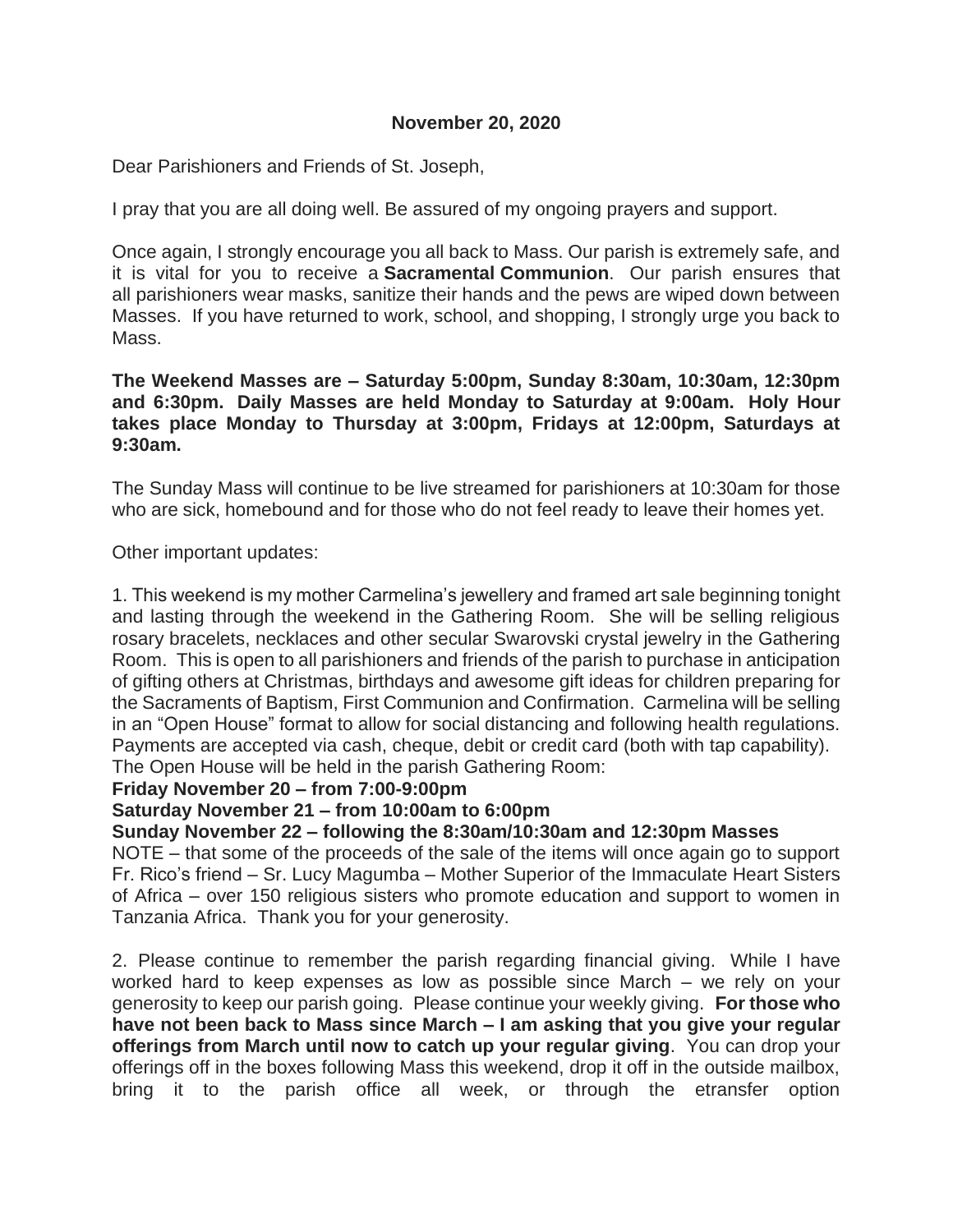**November 20, 2020**

Dear Parishioners and Friends of St. Joseph,

I pray that you are all doing well. Be assured of my ongoing prayers and support.

Once again, I strongly encourage you all back to Mass. Our parish is extremely safe, and it is vital for you to receive a **Sacramental Communion**. Our parish ensures that all parishioners wear masks, sanitize their hands and the pews are wiped down between Masses. If you have returned to work, school, and shopping, I strongly urge you back to Mass.

**The Weekend Masses are – Saturday 5:00pm, Sunday 8:30am, 10:30am, 12:30pm and 6:30pm. Daily Masses are held Monday to Saturday at 9:00am. Holy Hour takes place Monday to Thursday at 3:00pm, Fridays at 12:00pm, Saturdays at 9:30am.**

The Sunday Mass will continue to be live streamed for parishioners at 10:30am for those who are sick, homebound and for those who do not feel ready to leave their homes yet.

Other important updates:

1. This weekend is my mother Carmelina's jewellery and framed art sale beginning tonight and lasting through the weekend in the Gathering Room. She will be selling religious rosary bracelets, necklaces and other secular Swarovski crystal jewelry in the Gathering Room. This is open to all parishioners and friends of the parish to purchase in anticipation of gifting others at Christmas, birthdays and awesome gift ideas for children preparing for the Sacraments of Baptism, First Communion and Confirmation. Carmelina will be selling in an "Open House" format to allow for social distancing and following health regulations. Payments are accepted via cash, cheque, debit or credit card (both with tap capability). The Open House will be held in the parish Gathering Room:
**Friday November 20 – from 7:00-9:00pm**
**Saturday November 21 – from 10:00am to 6:00pm**
**Sunday November 22 – following the 8:30am/10:30am and 12:30pm Masses**
NOTE – that some of the proceeds of the sale of the items will once again go to support Fr. Rico's friend – Sr. Lucy Magumba – Mother Superior of the Immaculate Heart Sisters of Africa – over 150 religious sisters who promote education and support to women in Tanzania Africa. Thank you for your generosity.

2. Please continue to remember the parish regarding financial giving. While I have worked hard to keep expenses as low as possible since March – we rely on your generosity to keep our parish going. Please continue your weekly giving. **For those who have not been back to Mass since March – I am asking that you give your regular offerings from March until now to catch up your regular giving**. You can drop your offerings off in the boxes following Mass this weekend, drop it off in the outside mailbox, bring it to the parish office all week, or through the etransfer option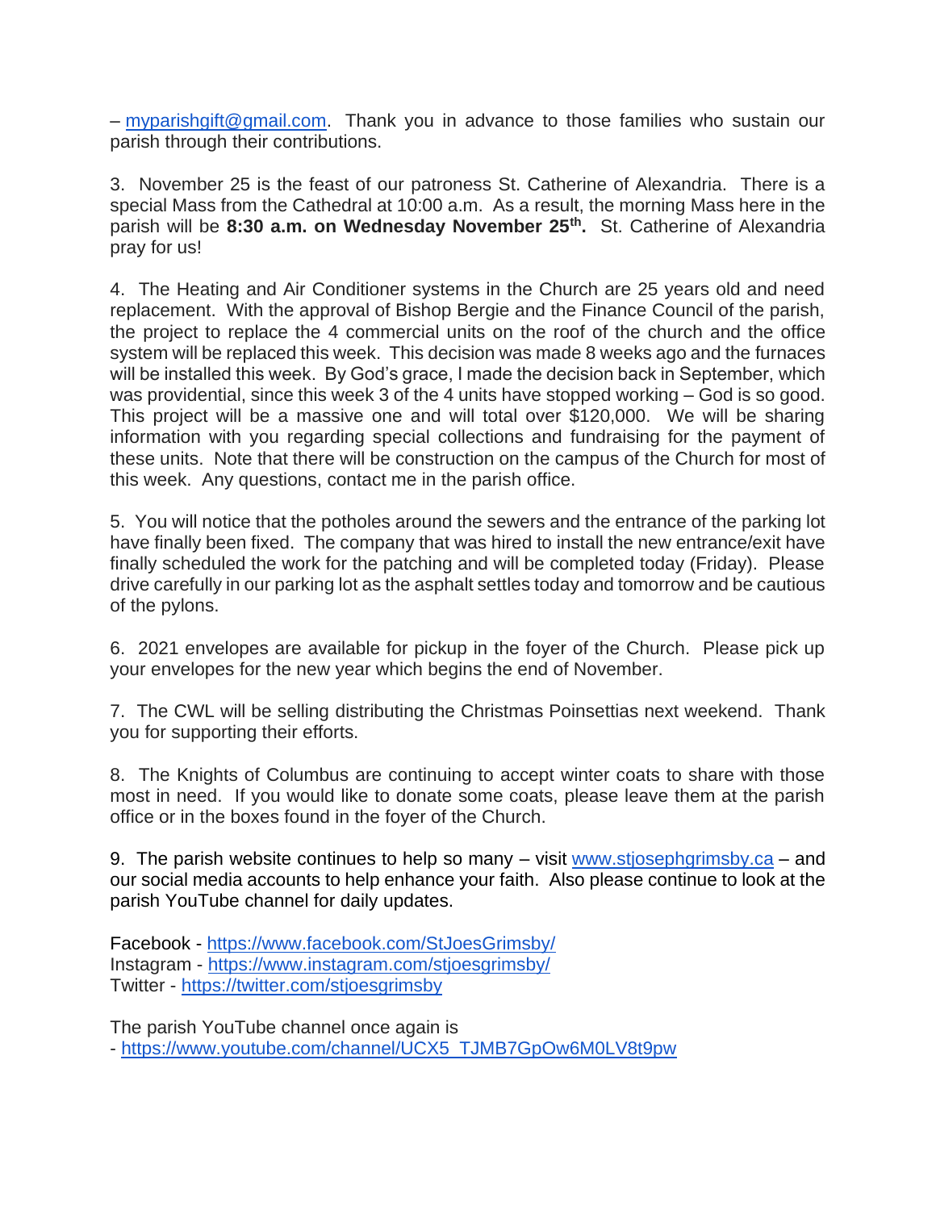– myparishgift@gmail.com. Thank you in advance to those families who sustain our parish through their contributions.

3. November 25 is the feast of our patroness St. Catherine of Alexandria. There is a special Mass from the Cathedral at 10:00 a.m. As a result, the morning Mass here in the parish will be **8:30 a.m. on Wednesday November 25th.** St. Catherine of Alexandria pray for us!

4. The Heating and Air Conditioner systems in the Church are 25 years old and need replacement. With the approval of Bishop Bergie and the Finance Council of the parish, the project to replace the 4 commercial units on the roof of the church and the office system will be replaced this week. This decision was made 8 weeks ago and the furnaces will be installed this week. By God's grace, I made the decision back in September, which was providential, since this week 3 of the 4 units have stopped working – God is so good. This project will be a massive one and will total over $120,000. We will be sharing information with you regarding special collections and fundraising for the payment of these units. Note that there will be construction on the campus of the Church for most of this week. Any questions, contact me in the parish office.

5. You will notice that the potholes around the sewers and the entrance of the parking lot have finally been fixed. The company that was hired to install the new entrance/exit have finally scheduled the work for the patching and will be completed today (Friday). Please drive carefully in our parking lot as the asphalt settles today and tomorrow and be cautious of the pylons.

6. 2021 envelopes are available for pickup in the foyer of the Church. Please pick up your envelopes for the new year which begins the end of November.

7. The CWL will be selling distributing the Christmas Poinsettias next weekend. Thank you for supporting their efforts.

8. The Knights of Columbus are continuing to accept winter coats to share with those most in need. If you would like to donate some coats, please leave them at the parish office or in the boxes found in the foyer of the Church.

9. The parish website continues to help so many – visit www.stjosephgrimsby.ca – and our social media accounts to help enhance your faith. Also please continue to look at the parish YouTube channel for daily updates.

Facebook - https://www.facebook.com/StJoesGrimsby/
Instagram - https://www.instagram.com/stjoesgrimsby/
Twitter - https://twitter.com/stjoesgrimsby

The parish YouTube channel once again is
- https://www.youtube.com/channel/UCX5_TJMB7GpOw6M0LV8t9pw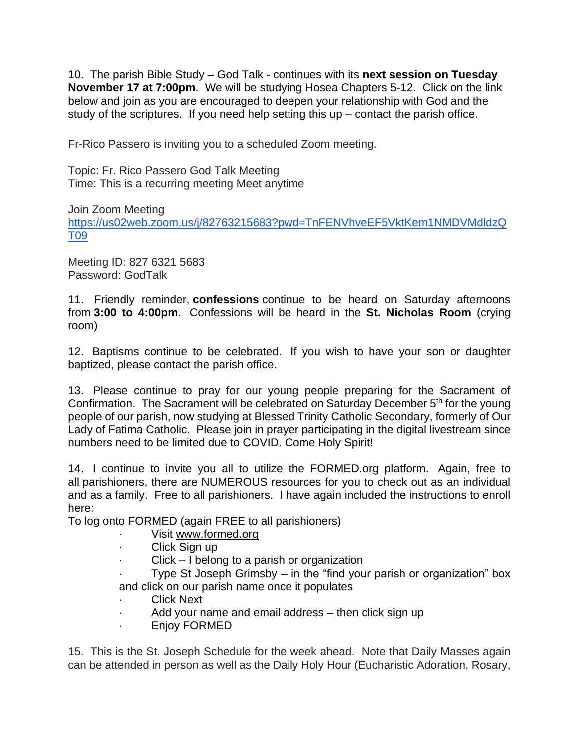10. The parish Bible Study – God Talk - continues with its **next session on Tuesday November 17 at 7:00pm**. We will be studying Hosea Chapters 5-12. Click on the link below and join as you are encouraged to deepen your relationship with God and the study of the scriptures. If you need help setting this up – contact the parish office.

Fr-Rico Passero is inviting you to a scheduled Zoom meeting.

Topic: Fr. Rico Passero God Talk Meeting
Time: This is a recurring meeting Meet anytime

Join Zoom Meeting
https://us02web.zoom.us/j/82763215683?pwd=TnFENVhveEF5VktKem1NMDVMdldzQT09

Meeting ID: 827 6321 5683
Password: GodTalk

11. Friendly reminder, **confessions** continue to be heard on Saturday afternoons from **3:00 to 4:00pm**. Confessions will be heard in the **St. Nicholas Room** (crying room)

12. Baptisms continue to be celebrated. If you wish to have your son or daughter baptized, please contact the parish office.

13. Please continue to pray for our young people preparing for the Sacrament of Confirmation. The Sacrament will be celebrated on Saturday December 5th for the young people of our parish, now studying at Blessed Trinity Catholic Secondary, formerly of Our Lady of Fatima Catholic. Please join in prayer participating in the digital livestream since numbers need to be limited due to COVID. Come Holy Spirit!

14. I continue to invite you all to utilize the FORMED.org platform. Again, free to all parishioners, there are NUMEROUS resources for you to check out as an individual and as a family. Free to all parishioners. I have again included the instructions to enroll here:

To log onto FORMED (again FREE to all parishioners)

- Visit www.formed.org
- Click Sign up
- Click – I belong to a parish or organization
- Type St Joseph Grimsby – in the "find your parish or organization" box and click on our parish name once it populates
- Click Next
- Add your name and email address – then click sign up
- Enjoy FORMED

15. This is the St. Joseph Schedule for the week ahead. Note that Daily Masses again can be attended in person as well as the Daily Holy Hour (Eucharistic Adoration, Rosary,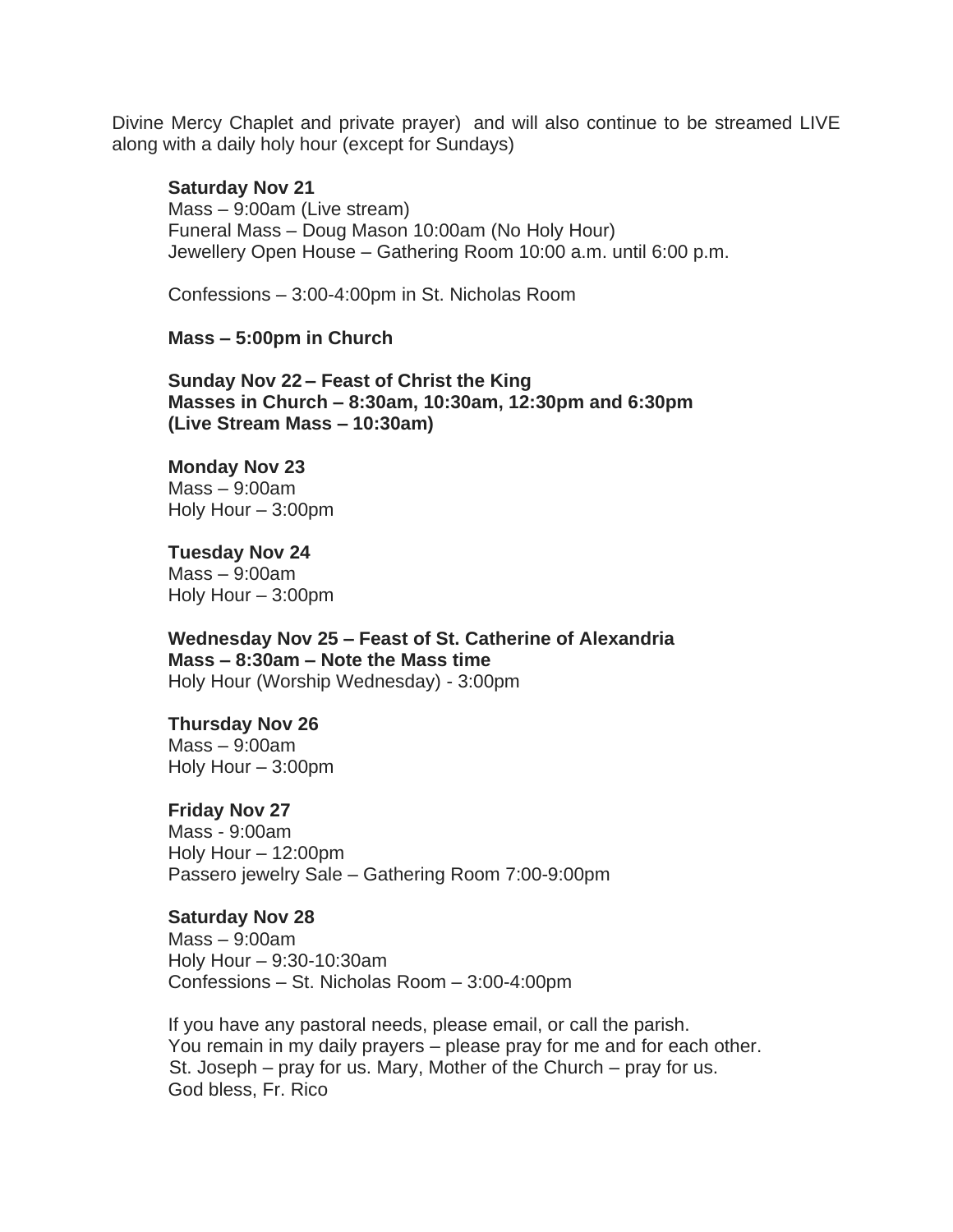Divine Mercy Chaplet and private prayer) and will also continue to be streamed LIVE along with a daily holy hour (except for Sundays)

**Saturday Nov 21**
Mass – 9:00am (Live stream)
Funeral Mass – Doug Mason 10:00am (No Holy Hour)
Jewellery Open House – Gathering Room 10:00 a.m. until 6:00 p.m.

Confessions – 3:00-4:00pm in St. Nicholas Room

**Mass – 5:00pm in Church**

**Sunday Nov 22 – Feast of Christ the King**
**Masses in Church – 8:30am, 10:30am, 12:30pm and 6:30pm**
**(Live Stream Mass – 10:30am)**

**Monday Nov 23**
Mass – 9:00am
Holy Hour – 3:00pm

**Tuesday Nov 24**
Mass – 9:00am
Holy Hour – 3:00pm

**Wednesday Nov 25 – Feast of St. Catherine of Alexandria**
**Mass – 8:30am – Note the Mass time**
Holy Hour (Worship Wednesday) - 3:00pm

**Thursday Nov 26**
Mass – 9:00am
Holy Hour – 3:00pm

**Friday Nov 27**
Mass - 9:00am
Holy Hour – 12:00pm
Passero jewelry Sale – Gathering Room 7:00-9:00pm

**Saturday Nov 28**
Mass – 9:00am
Holy Hour – 9:30-10:30am
Confessions – St. Nicholas Room – 3:00-4:00pm

If you have any pastoral needs, please email, or call the parish.
You remain in my daily prayers – please pray for me and for each other.
St. Joseph – pray for us. Mary, Mother of the Church – pray for us.
God bless, Fr. Rico